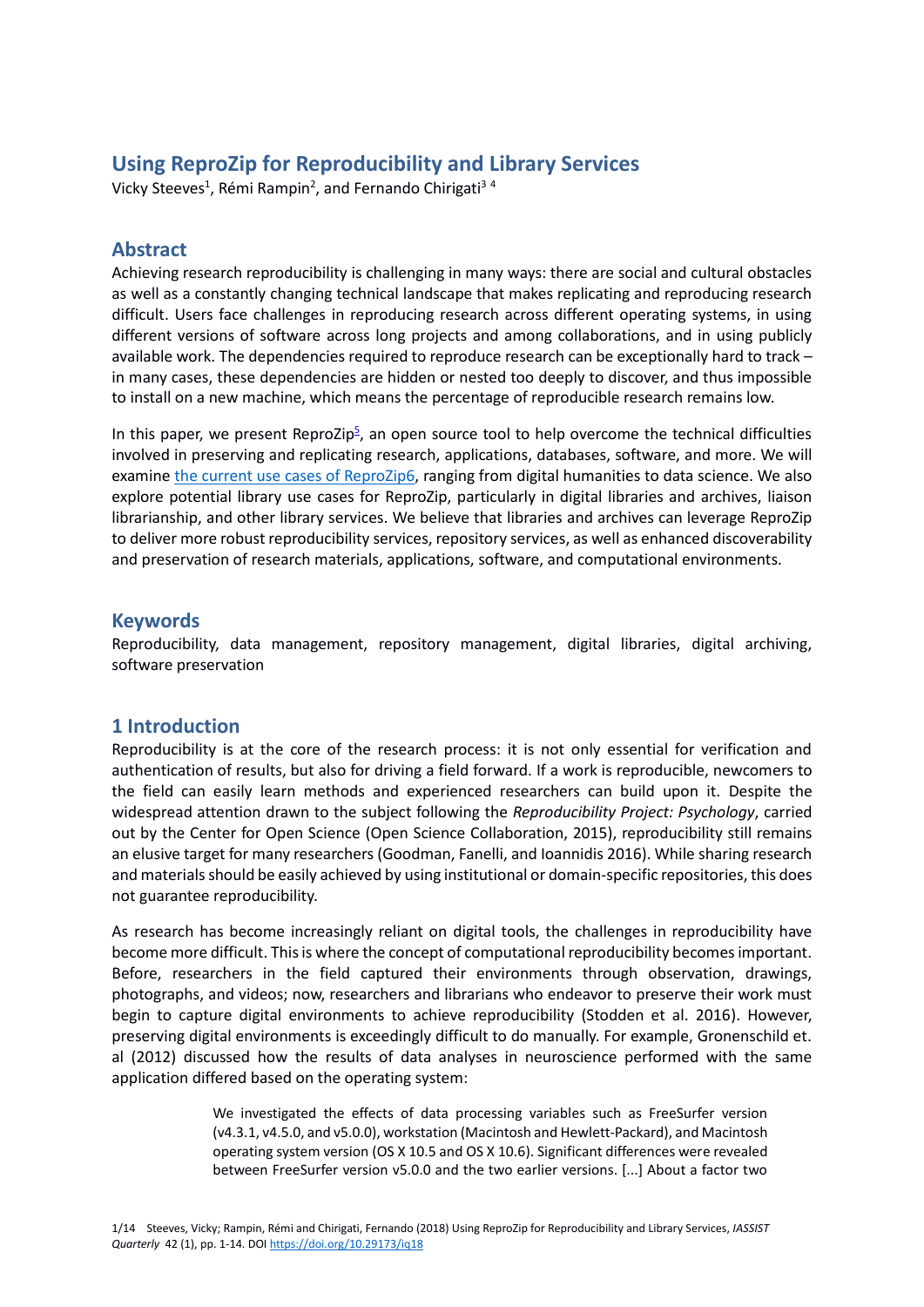# Using ReproZip for Reproducibility and Library Services

Vicky Steeves[1], Rémi Rampin[2], and Fernando Chirigati[3] [4]

## Abstract

Achieving research reproducibility is challenging in many ways: there are social and cultural obstacles as well as a constantly changing technical landscape that makes replicating and reproducing research difficult. Users face challenges in reproducing research across different operating systems, in using different versions of software across long projects and among collaborations, and in using publicly available work. The dependencies required to reproduce research can be exceptionally hard to track – in many cases, these dependencies are hidden or nested too deeply to discover, and thus impossible to install on a new machine, which means the percentage of reproducible research remains low.

In this paper, we present ReproZip[5], an open source tool to help overcome the technical difficulties involved in preserving and replicating research, applications, databases, software, and more. We will examine the current use cases of ReproZip6, ranging from digital humanities to data science. We also explore potential library use cases for ReproZip, particularly in digital libraries and archives, liaison librarianship, and other library services. We believe that libraries and archives can leverage ReproZip to deliver more robust reproducibility services, repository services, as well as enhanced discoverability and preservation of research materials, applications, software, and computational environments.

## Keywords

Reproducibility, data management, repository management, digital libraries, digital archiving, software preservation

## 1 Introduction

Reproducibility is at the core of the research process: it is not only essential for verification and authentication of results, but also for driving a field forward. If a work is reproducible, newcomers to the field can easily learn methods and experienced researchers can build upon it. Despite the widespread attention drawn to the subject following the *Reproducibility Project: Psychology*, carried out by the Center for Open Science (Open Science Collaboration, 2015), reproducibility still remains an elusive target for many researchers (Goodman, Fanelli, and Ioannidis 2016). While sharing research and materials should be easily achieved by using institutional or domain-specific repositories, this does not guarantee reproducibility.

As research has become increasingly reliant on digital tools, the challenges in reproducibility have become more difficult. This is where the concept of computational reproducibility becomes important. Before, researchers in the field captured their environments through observation, drawings, photographs, and videos; now, researchers and librarians who endeavor to preserve their work must begin to capture digital environments to achieve reproducibility (Stodden et al. 2016). However, preserving digital environments is exceedingly difficult to do manually. For example, Gronenschild et. al (2012) discussed how the results of data analyses in neuroscience performed with the same application differed based on the operating system:

> We investigated the effects of data processing variables such as FreeSurfer version (v4.3.1, v4.5.0, and v5.0.0), workstation (Macintosh and Hewlett-Packard), and Macintosh operating system version (OS X 10.5 and OS X 10.6). Significant differences were revealed between FreeSurfer version v5.0.0 and the two earlier versions. [...] About a factor two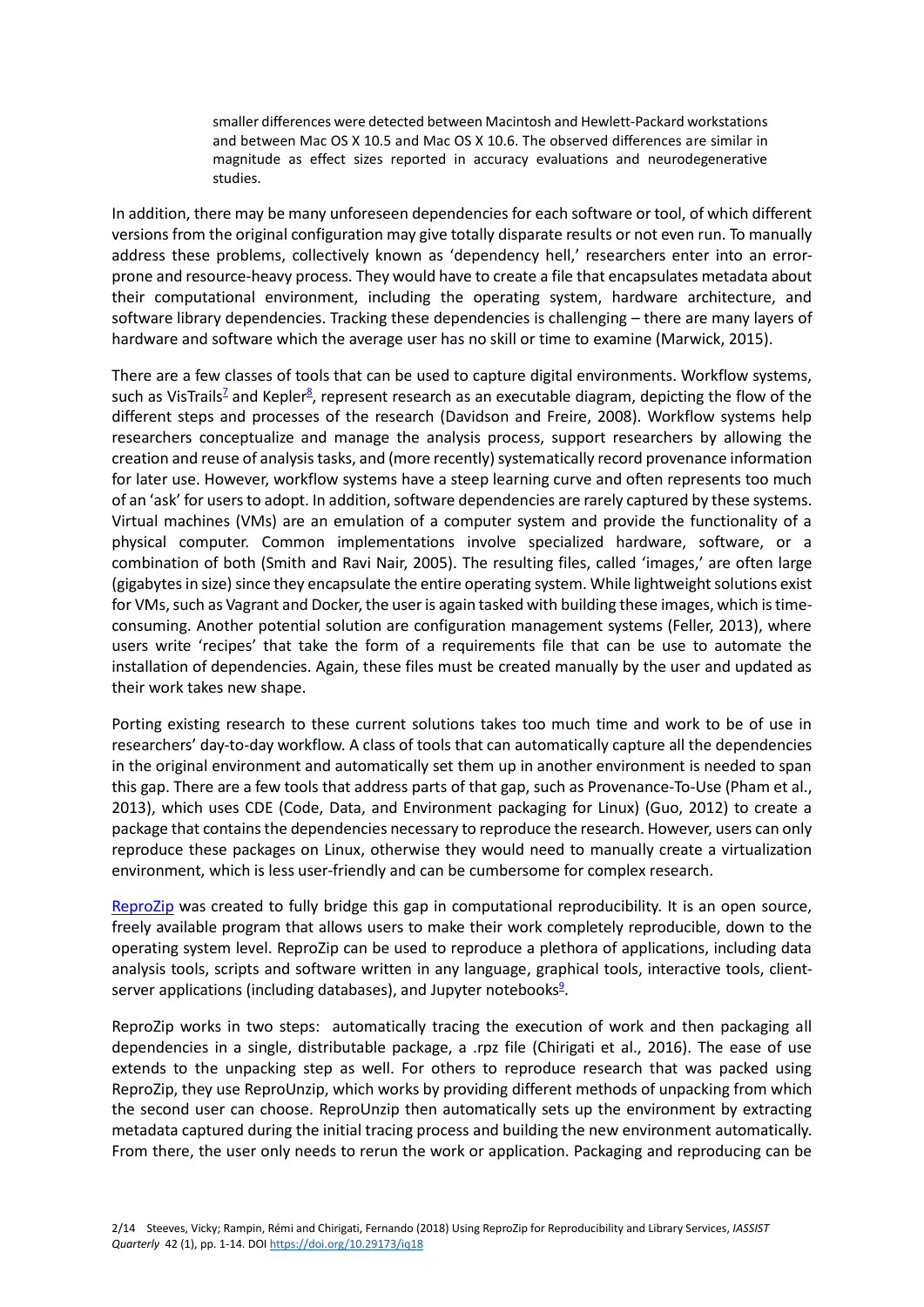> smaller differences were detected between Macintosh and Hewlett-Packard workstations and between Mac OS X 10.5 and Mac OS X 10.6. The observed differences are similar in magnitude as effect sizes reported in accuracy evaluations and neurodegenerative studies.

In addition, there may be many unforeseen dependencies for each software or tool, of which different versions from the original configuration may give totally disparate results or not even run. To manually address these problems, collectively known as 'dependency hell,' researchers enter into an error-prone and resource-heavy process. They would have to create a file that encapsulates metadata about their computational environment, including the operating system, hardware architecture, and software library dependencies. Tracking these dependencies is challenging – there are many layers of hardware and software which the average user has no skill or time to examine (Marwick, 2015).

There are a few classes of tools that can be used to capture digital environments. Workflow systems, such as VisTrails[7] and Kepler[8], represent research as an executable diagram, depicting the flow of the different steps and processes of the research (Davidson and Freire, 2008). Workflow systems help researchers conceptualize and manage the analysis process, support researchers by allowing the creation and reuse of analysis tasks, and (more recently) systematically record provenance information for later use. However, workflow systems have a steep learning curve and often represents too much of an 'ask' for users to adopt. In addition, software dependencies are rarely captured by these systems. Virtual machines (VMs) are an emulation of a computer system and provide the functionality of a physical computer. Common implementations involve specialized hardware, software, or a combination of both (Smith and Ravi Nair, 2005). The resulting files, called 'images,' are often large (gigabytes in size) since they encapsulate the entire operating system. While lightweight solutions exist for VMs, such as Vagrant and Docker, the user is again tasked with building these images, which is time-consuming. Another potential solution are configuration management systems (Feller, 2013), where users write 'recipes' that take the form of a requirements file that can be use to automate the installation of dependencies. Again, these files must be created manually by the user and updated as their work takes new shape.

Porting existing research to these current solutions takes too much time and work to be of use in researchers' day-to-day workflow. A class of tools that can automatically capture all the dependencies in the original environment and automatically set them up in another environment is needed to span this gap. There are a few tools that address parts of that gap, such as Provenance-To-Use (Pham et al., 2013), which uses CDE (Code, Data, and Environment packaging for Linux) (Guo, 2012) to create a package that contains the dependencies necessary to reproduce the research. However, users can only reproduce these packages on Linux, otherwise they would need to manually create a virtualization environment, which is less user-friendly and can be cumbersome for complex research.

ReproZip was created to fully bridge this gap in computational reproducibility. It is an open source, freely available program that allows users to make their work completely reproducible, down to the operating system level. ReproZip can be used to reproduce a plethora of applications, including data analysis tools, scripts and software written in any language, graphical tools, interactive tools, client-server applications (including databases), and Jupyter notebooks[9].

ReproZip works in two steps: automatically tracing the execution of work and then packaging all dependencies in a single, distributable package, a .rpz file (Chirigati et al., 2016). The ease of use extends to the unpacking step as well. For others to reproduce research that was packed using ReproZip, they use ReproUnzip, which works by providing different methods of unpacking from which the second user can choose. ReproUnzip then automatically sets up the environment by extracting metadata captured during the initial tracing process and building the new environment automatically. From there, the user only needs to rerun the work or application. Packaging and reproducing can be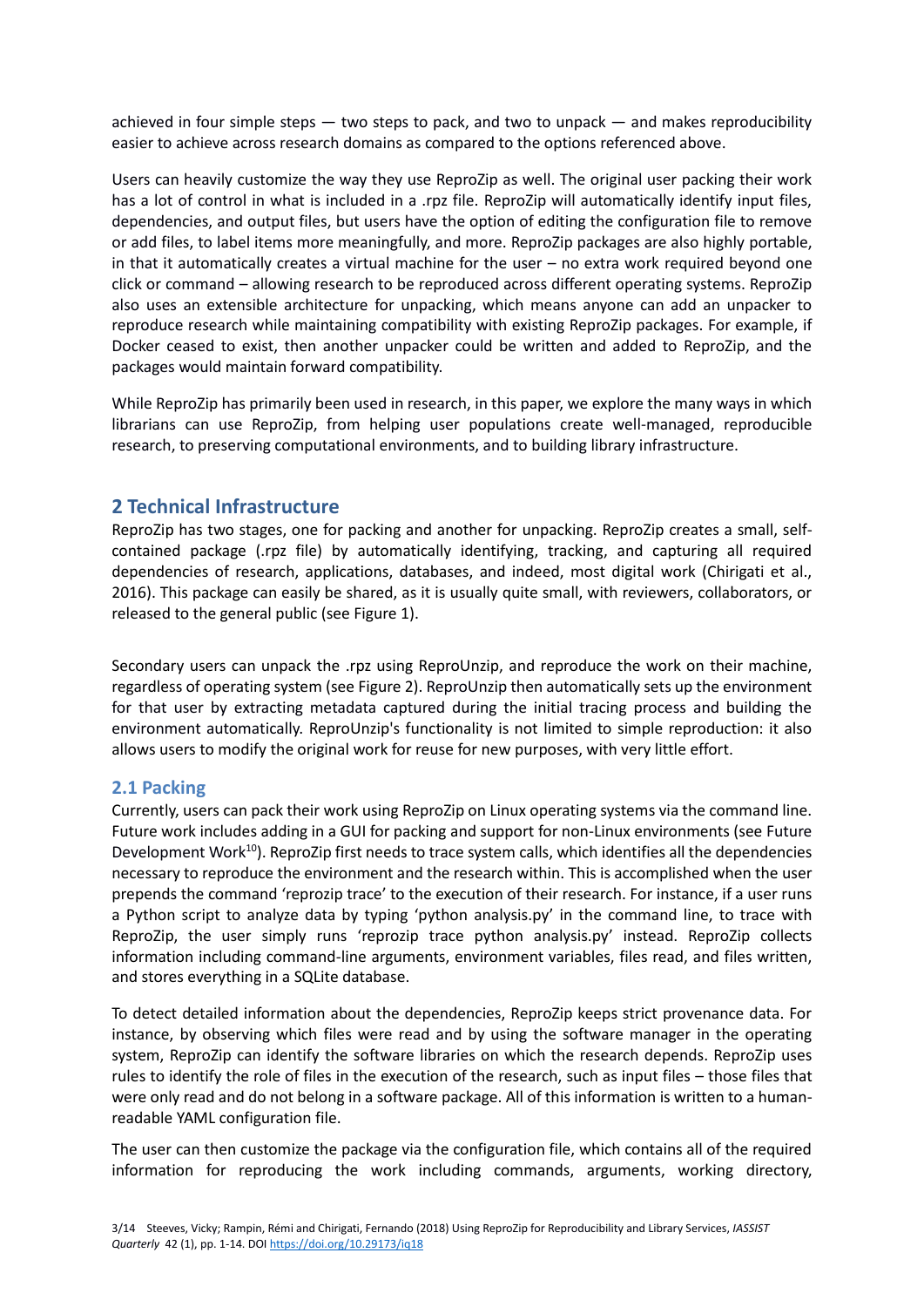achieved in four simple steps — two steps to pack, and two to unpack — and makes reproducibility easier to achieve across research domains as compared to the options referenced above.

Users can heavily customize the way they use ReproZip as well. The original user packing their work has a lot of control in what is included in a .rpz file. ReproZip will automatically identify input files, dependencies, and output files, but users have the option of editing the configuration file to remove or add files, to label items more meaningfully, and more. ReproZip packages are also highly portable, in that it automatically creates a virtual machine for the user – no extra work required beyond one click or command – allowing research to be reproduced across different operating systems. ReproZip also uses an extensible architecture for unpacking, which means anyone can add an unpacker to reproduce research while maintaining compatibility with existing ReproZip packages. For example, if Docker ceased to exist, then another unpacker could be written and added to ReproZip, and the packages would maintain forward compatibility.

While ReproZip has primarily been used in research, in this paper, we explore the many ways in which librarians can use ReproZip, from helping user populations create well-managed, reproducible research, to preserving computational environments, and to building library infrastructure.

## 2 Technical Infrastructure

ReproZip has two stages, one for packing and another for unpacking. ReproZip creates a small, self-contained package (.rpz file) by automatically identifying, tracking, and capturing all required dependencies of research, applications, databases, and indeed, most digital work (Chirigati et al., 2016). This package can easily be shared, as it is usually quite small, with reviewers, collaborators, or released to the general public (see Figure 1).

Secondary users can unpack the .rpz using ReproUnzip, and reproduce the work on their machine, regardless of operating system (see Figure 2). ReproUnzip then automatically sets up the environment for that user by extracting metadata captured during the initial tracing process and building the environment automatically. ReproUnzip's functionality is not limited to simple reproduction: it also allows users to modify the original work for reuse for new purposes, with very little effort.

### 2.1 Packing

Currently, users can pack their work using ReproZip on Linux operating systems via the command line. Future work includes adding in a GUI for packing and support for non-Linux environments (see Future Development Work[10]). ReproZip first needs to trace system calls, which identifies all the dependencies necessary to reproduce the environment and the research within. This is accomplished when the user prepends the command 'reprozip trace' to the execution of their research. For instance, if a user runs a Python script to analyze data by typing 'python analysis.py' in the command line, to trace with ReproZip, the user simply runs 'reprozip trace python analysis.py' instead. ReproZip collects information including command-line arguments, environment variables, files read, and files written, and stores everything in a SQLite database.

To detect detailed information about the dependencies, ReproZip keeps strict provenance data. For instance, by observing which files were read and by using the software manager in the operating system, ReproZip can identify the software libraries on which the research depends. ReproZip uses rules to identify the role of files in the execution of the research, such as input files – those files that were only read and do not belong in a software package. All of this information is written to a human-readable YAML configuration file.

The user can then customize the package via the configuration file, which contains all of the required information for reproducing the work including commands, arguments, working directory,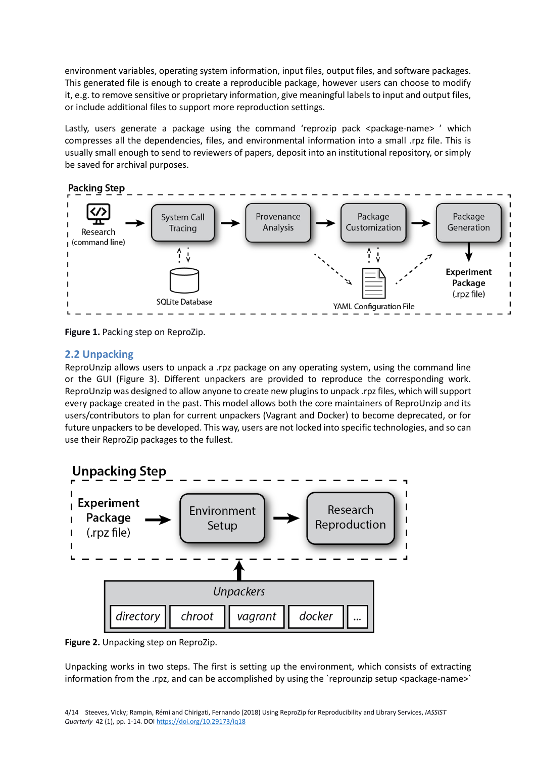environment variables, operating system information, input files, output files, and software packages. This generated file is enough to create a reproducible package, however users can choose to modify it, e.g. to remove sensitive or proprietary information, give meaningful labels to input and output files, or include additional files to support more reproduction settings.

Lastly, users generate a package using the command 'reprozip pack <package-name> ' which compresses all the dependencies, files, and environmental information into a small .rpz file. This is usually small enough to send to reviewers of papers, deposit into an institutional repository, or simply be saved for archival purposes.

**Figure 1.** Packing step on ReproZip.

## 2.2 Unpacking

ReproUnzip allows users to unpack a .rpz package on any operating system, using the command line or the GUI (Figure 3). Different unpackers are provided to reproduce the corresponding work. ReproUnzip was designed to allow anyone to create new plugins to unpack .rpz files, which will support every package created in the past. This model allows both the core maintainers of ReproUnzip and its users/contributors to plan for current unpackers (Vagrant and Docker) to become deprecated, or for future unpackers to be developed. This way, users are not locked into specific technologies, and so can use their ReproZip packages to the fullest.

**Figure 2.** Unpacking step on ReproZip.

Unpacking works in two steps. The first is setting up the environment, which consists of extracting information from the .rpz, and can be accomplished by using the `reprounzip setup <package-name>`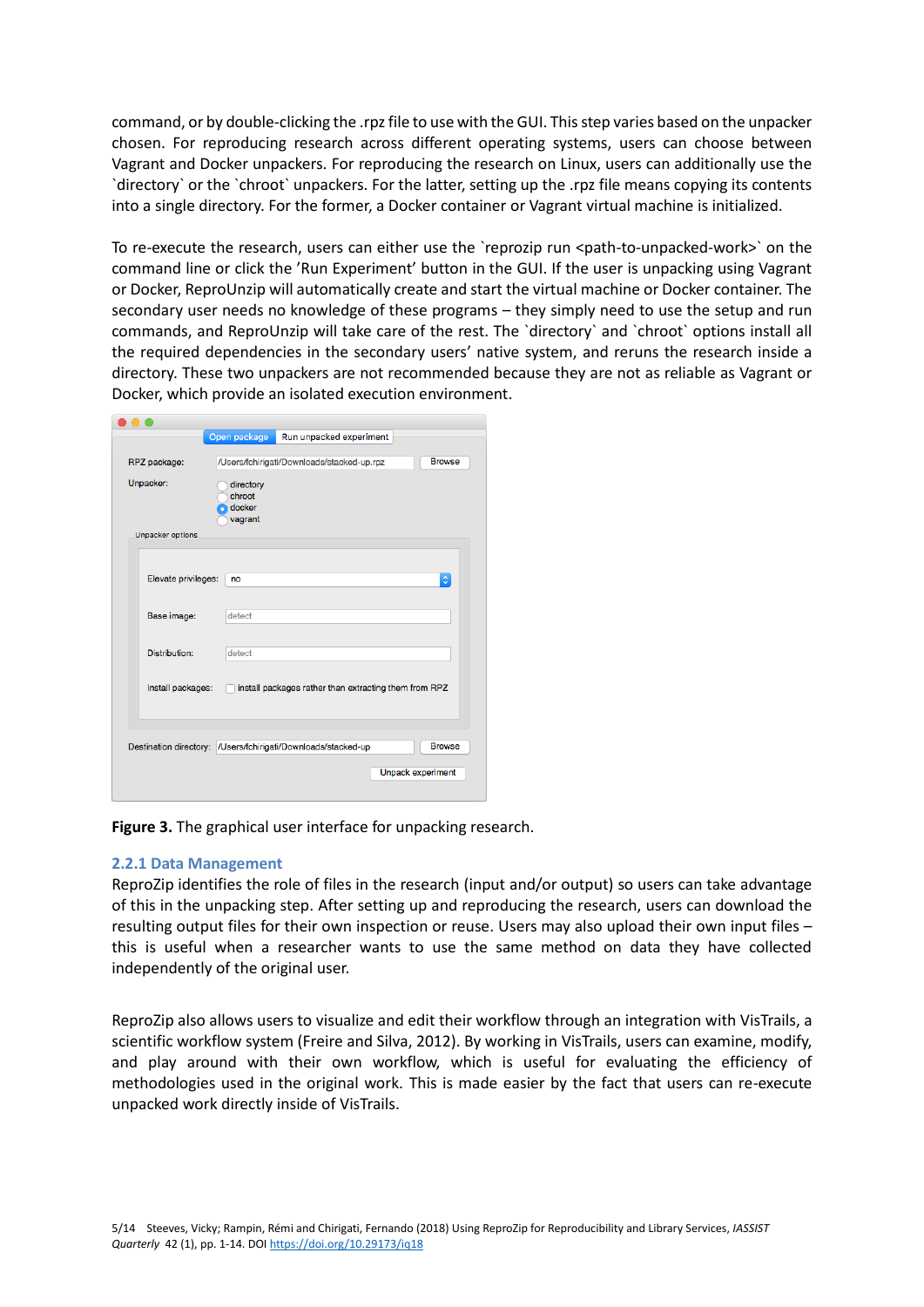command, or by double-clicking the .rpz file to use with the GUI. This step varies based on the unpacker chosen. For reproducing research across different operating systems, users can choose between Vagrant and Docker unpackers. For reproducing the research on Linux, users can additionally use the `directory` or the `chroot` unpackers. For the latter, setting up the .rpz file means copying its contents into a single directory. For the former, a Docker container or Vagrant virtual machine is initialized.

To re-execute the research, users can either use the `reprozip run <path-to-unpacked-work>` on the command line or click the 'Run Experiment' button in the GUI. If the user is unpacking using Vagrant or Docker, ReproUnzip will automatically create and start the virtual machine or Docker container. The secondary user needs no knowledge of these programs – they simply need to use the setup and run commands, and ReproUnzip will take care of the rest. The `directory` and `chroot` options install all the required dependencies in the secondary users' native system, and reruns the research inside a directory. These two unpackers are not recommended because they are not as reliable as Vagrant or Docker, which provide an isolated execution environment.

**Figure 3.** The graphical user interface for unpacking research.

### 2.2.1 Data Management

ReproZip identifies the role of files in the research (input and/or output) so users can take advantage of this in the unpacking step. After setting up and reproducing the research, users can download the resulting output files for their own inspection or reuse. Users may also upload their own input files – this is useful when a researcher wants to use the same method on data they have collected independently of the original user.

ReproZip also allows users to visualize and edit their workflow through an integration with VisTrails, a scientific workflow system (Freire and Silva, 2012). By working in VisTrails, users can examine, modify, and play around with their own workflow, which is useful for evaluating the efficiency of methodologies used in the original work. This is made easier by the fact that users can re-execute unpacked work directly inside of VisTrails.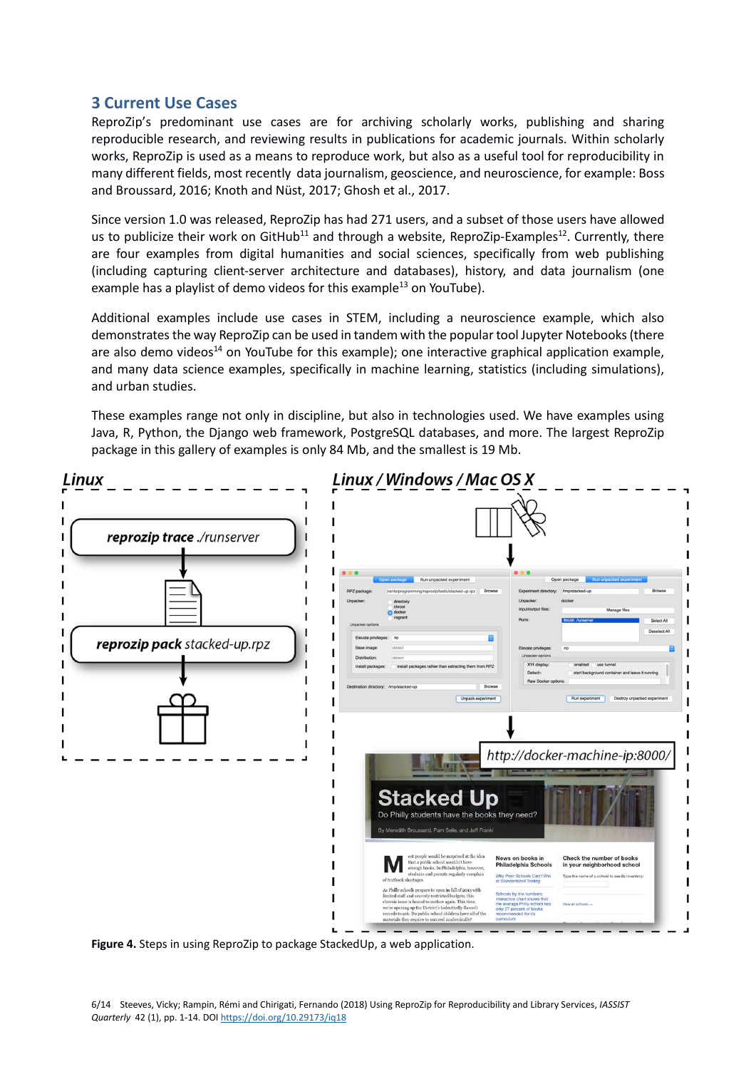## 3 Current Use Cases

ReproZip's predominant use cases are for archiving scholarly works, publishing and sharing reproducible research, and reviewing results in publications for academic journals. Within scholarly works, ReproZip is used as a means to reproduce work, but also as a useful tool for reproducibility in many different fields, most recently data journalism, geoscience, and neuroscience, for example: Boss and Broussard, 2016; Knoth and Nüst, 2017; Ghosh et al., 2017.

Since version 1.0 was released, ReproZip has had 271 users, and a subset of those users have allowed us to publicize their work on GitHub[11] and through a website, ReproZip-Examples[12]. Currently, there are four examples from digital humanities and social sciences, specifically from web publishing (including capturing client-server architecture and databases), history, and data journalism (one example has a playlist of demo videos for this example[13] on YouTube).

Additional examples include use cases in STEM, including a neuroscience example, which also demonstrates the way ReproZip can be used in tandem with the popular tool Jupyter Notebooks (there are also demo videos[14] on YouTube for this example); one interactive graphical application example, and many data science examples, specifically in machine learning, statistics (including simulations), and urban studies.

These examples range not only in discipline, but also in technologies used. We have examples using Java, R, Python, the Django web framework, PostgreSQL databases, and more. The largest ReproZip package in this gallery of examples is only 84 Mb, and the smallest is 19 Mb.

**Figure 4.** Steps in using ReproZip to package StackedUp, a web application.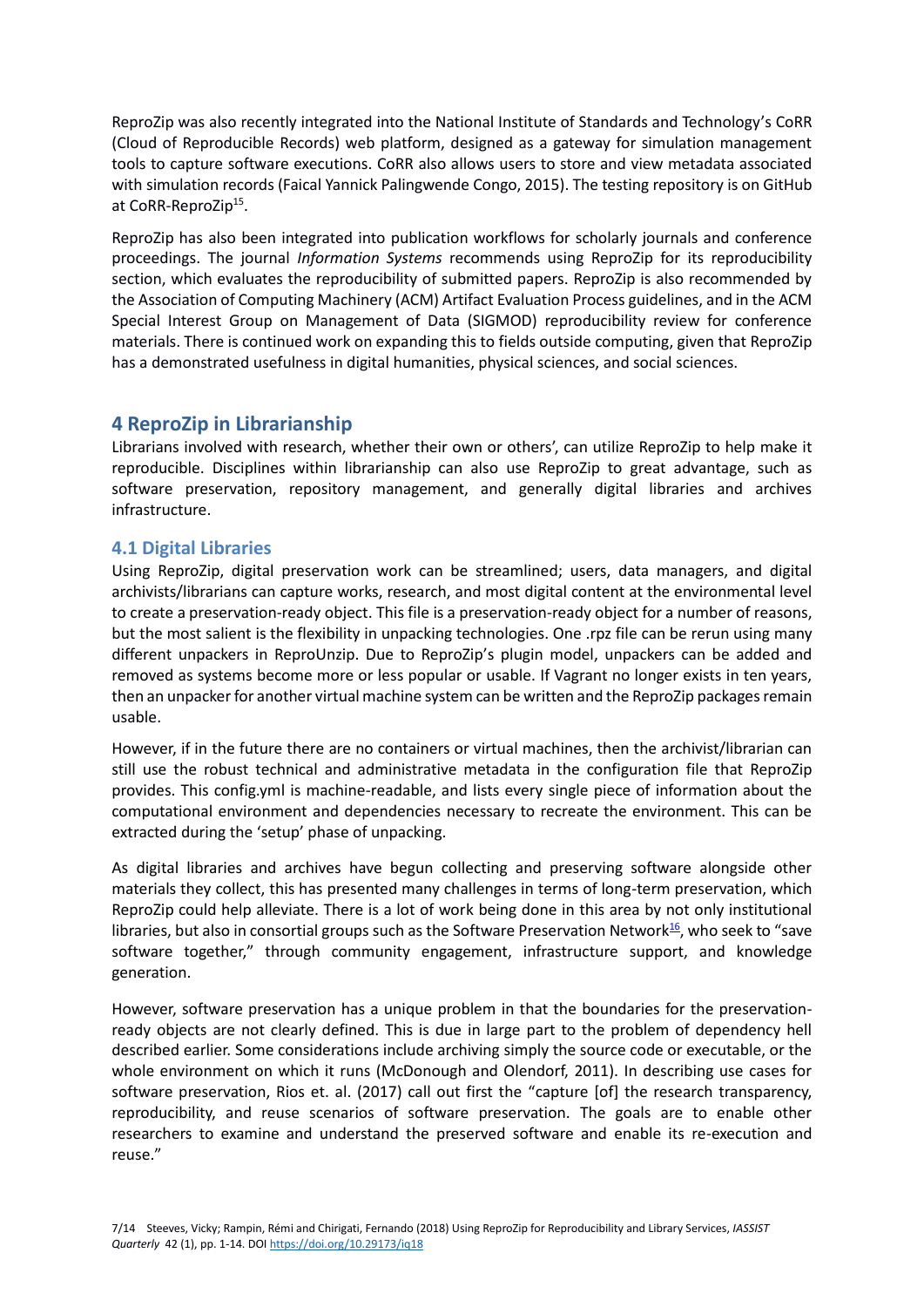ReproZip was also recently integrated into the National Institute of Standards and Technology's CoRR (Cloud of Reproducible Records) web platform, designed as a gateway for simulation management tools to capture software executions. CoRR also allows users to store and view metadata associated with simulation records (Faical Yannick Palingwende Congo, 2015). The testing repository is on GitHub at CoRR-ReproZip[15].

ReproZip has also been integrated into publication workflows for scholarly journals and conference proceedings. The journal *Information Systems* recommends using ReproZip for its reproducibility section, which evaluates the reproducibility of submitted papers. ReproZip is also recommended by the Association of Computing Machinery (ACM) Artifact Evaluation Process guidelines, and in the ACM Special Interest Group on Management of Data (SIGMOD) reproducibility review for conference materials. There is continued work on expanding this to fields outside computing, given that ReproZip has a demonstrated usefulness in digital humanities, physical sciences, and social sciences.

## 4 ReproZip in Librarianship

Librarians involved with research, whether their own or others', can utilize ReproZip to help make it reproducible. Disciplines within librarianship can also use ReproZip to great advantage, such as software preservation, repository management, and generally digital libraries and archives infrastructure.

### 4.1 Digital Libraries

Using ReproZip, digital preservation work can be streamlined; users, data managers, and digital archivists/librarians can capture works, research, and most digital content at the environmental level to create a preservation-ready object. This file is a preservation-ready object for a number of reasons, but the most salient is the flexibility in unpacking technologies. One .rpz file can be rerun using many different unpackers in ReproUnzip. Due to ReproZip's plugin model, unpackers can be added and removed as systems become more or less popular or usable. If Vagrant no longer exists in ten years, then an unpacker for another virtual machine system can be written and the ReproZip packages remain usable.

However, if in the future there are no containers or virtual machines, then the archivist/librarian can still use the robust technical and administrative metadata in the configuration file that ReproZip provides. This config.yml is machine-readable, and lists every single piece of information about the computational environment and dependencies necessary to recreate the environment. This can be extracted during the 'setup' phase of unpacking.

As digital libraries and archives have begun collecting and preserving software alongside other materials they collect, this has presented many challenges in terms of long-term preservation, which ReproZip could help alleviate. There is a lot of work being done in this area by not only institutional libraries, but also in consortial groups such as the Software Preservation Network[16], who seek to "save software together," through community engagement, infrastructure support, and knowledge generation.

However, software preservation has a unique problem in that the boundaries for the preservation-ready objects are not clearly defined. This is due in large part to the problem of dependency hell described earlier. Some considerations include archiving simply the source code or executable, or the whole environment on which it runs (McDonough and Olendorf, 2011). In describing use cases for software preservation, Rios et. al. (2017) call out first the "capture [of] the research transparency, reproducibility, and reuse scenarios of software preservation. The goals are to enable other researchers to examine and understand the preserved software and enable its re-execution and reuse."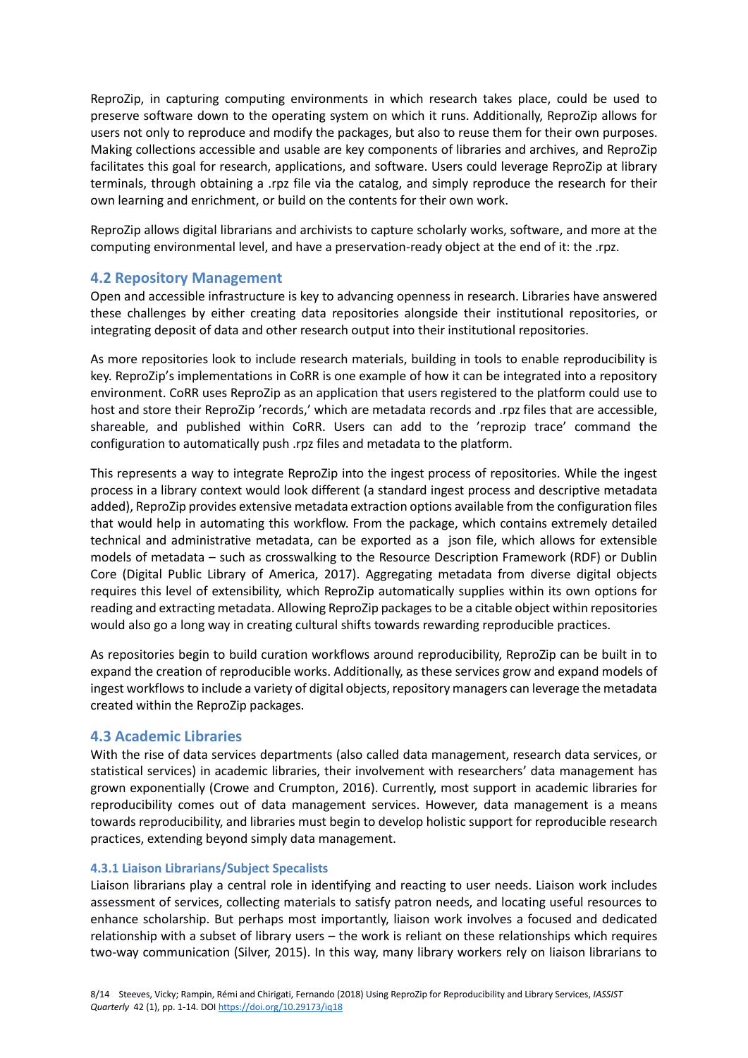ReproZip, in capturing computing environments in which research takes place, could be used to preserve software down to the operating system on which it runs. Additionally, ReproZip allows for users not only to reproduce and modify the packages, but also to reuse them for their own purposes. Making collections accessible and usable are key components of libraries and archives, and ReproZip facilitates this goal for research, applications, and software. Users could leverage ReproZip at library terminals, through obtaining a .rpz file via the catalog, and simply reproduce the research for their own learning and enrichment, or build on the contents for their own work.

ReproZip allows digital librarians and archivists to capture scholarly works, software, and more at the computing environmental level, and have a preservation-ready object at the end of it: the .rpz.

## 4.2 Repository Management

Open and accessible infrastructure is key to advancing openness in research. Libraries have answered these challenges by either creating data repositories alongside their institutional repositories, or integrating deposit of data and other research output into their institutional repositories.

As more repositories look to include research materials, building in tools to enable reproducibility is key. ReproZip's implementations in CoRR is one example of how it can be integrated into a repository environment. CoRR uses ReproZip as an application that users registered to the platform could use to host and store their ReproZip 'records,' which are metadata records and .rpz files that are accessible, shareable, and published within CoRR. Users can add to the 'reprozip trace' command the configuration to automatically push .rpz files and metadata to the platform.

This represents a way to integrate ReproZip into the ingest process of repositories. While the ingest process in a library context would look different (a standard ingest process and descriptive metadata added), ReproZip provides extensive metadata extraction options available from the configuration files that would help in automating this workflow. From the package, which contains extremely detailed technical and administrative metadata, can be exported as a json file, which allows for extensible models of metadata – such as crosswalking to the Resource Description Framework (RDF) or Dublin Core (Digital Public Library of America, 2017). Aggregating metadata from diverse digital objects requires this level of extensibility, which ReproZip automatically supplies within its own options for reading and extracting metadata. Allowing ReproZip packages to be a citable object within repositories would also go a long way in creating cultural shifts towards rewarding reproducible practices.

As repositories begin to build curation workflows around reproducibility, ReproZip can be built in to expand the creation of reproducible works. Additionally, as these services grow and expand models of ingest workflows to include a variety of digital objects, repository managers can leverage the metadata created within the ReproZip packages.

## 4.3 Academic Libraries

With the rise of data services departments (also called data management, research data services, or statistical services) in academic libraries, their involvement with researchers' data management has grown exponentially (Crowe and Crumpton, 2016). Currently, most support in academic libraries for reproducibility comes out of data management services. However, data management is a means towards reproducibility, and libraries must begin to develop holistic support for reproducible research practices, extending beyond simply data management.

### 4.3.1 Liaison Librarians/Subject Specalists

Liaison librarians play a central role in identifying and reacting to user needs. Liaison work includes assessment of services, collecting materials to satisfy patron needs, and locating useful resources to enhance scholarship. But perhaps most importantly, liaison work involves a focused and dedicated relationship with a subset of library users – the work is reliant on these relationships which requires two-way communication (Silver, 2015). In this way, many library workers rely on liaison librarians to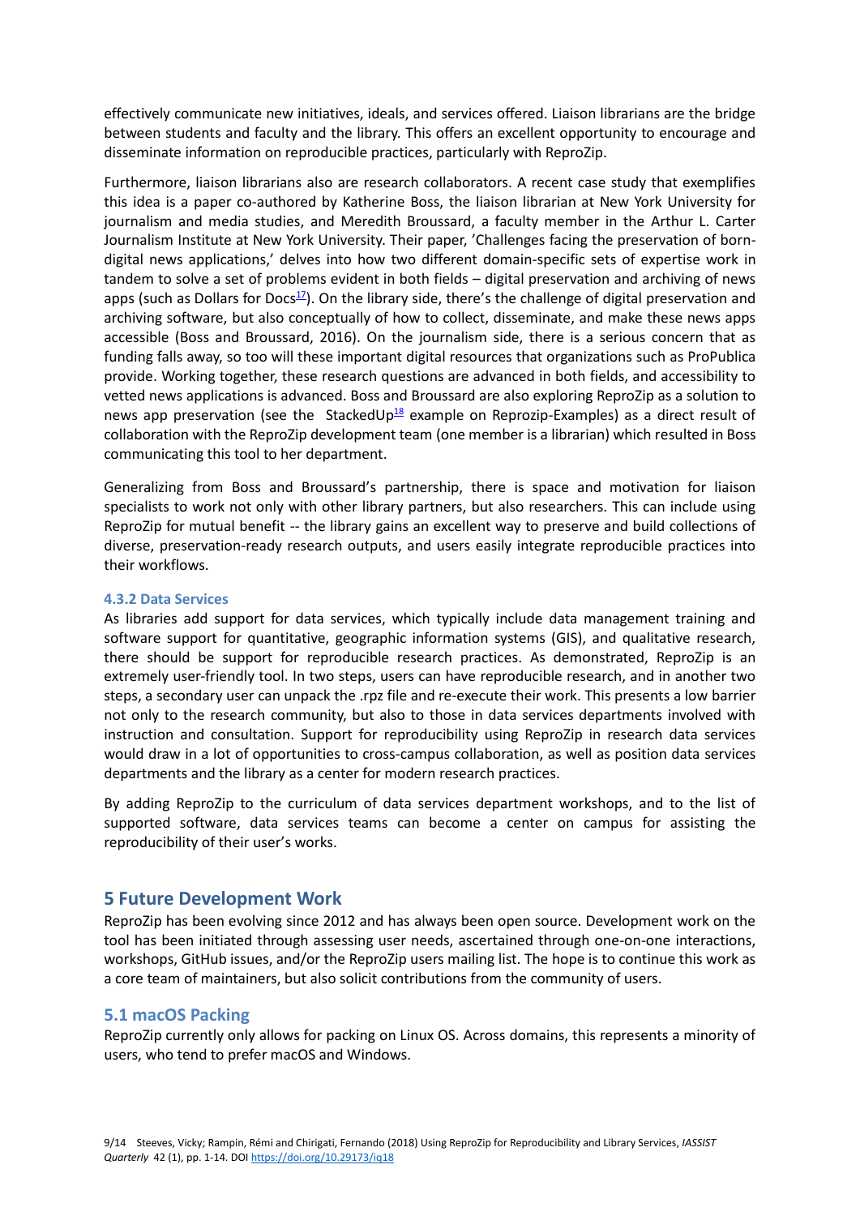effectively communicate new initiatives, ideals, and services offered. Liaison librarians are the bridge between students and faculty and the library. This offers an excellent opportunity to encourage and disseminate information on reproducible practices, particularly with ReproZip.

Furthermore, liaison librarians also are research collaborators. A recent case study that exemplifies this idea is a paper co-authored by Katherine Boss, the liaison librarian at New York University for journalism and media studies, and Meredith Broussard, a faculty member in the Arthur L. Carter Journalism Institute at New York University. Their paper, 'Challenges facing the preservation of born-digital news applications,' delves into how two different domain-specific sets of expertise work in tandem to solve a set of problems evident in both fields – digital preservation and archiving of news apps (such as Dollars for Docs[17]). On the library side, there's the challenge of digital preservation and archiving software, but also conceptually of how to collect, disseminate, and make these news apps accessible (Boss and Broussard, 2016). On the journalism side, there is a serious concern that as funding falls away, so too will these important digital resources that organizations such as ProPublica provide. Working together, these research questions are advanced in both fields, and accessibility to vetted news applications is advanced. Boss and Broussard are also exploring ReproZip as a solution to news app preservation (see the StackedUp[18] example on Reprozip-Examples) as a direct result of collaboration with the ReproZip development team (one member is a librarian) which resulted in Boss communicating this tool to her department.

Generalizing from Boss and Broussard's partnership, there is space and motivation for liaison specialists to work not only with other library partners, but also researchers. This can include using ReproZip for mutual benefit -- the library gains an excellent way to preserve and build collections of diverse, preservation-ready research outputs, and users easily integrate reproducible practices into their workflows.

### 4.3.2 Data Services

As libraries add support for data services, which typically include data management training and software support for quantitative, geographic information systems (GIS), and qualitative research, there should be support for reproducible research practices. As demonstrated, ReproZip is an extremely user-friendly tool. In two steps, users can have reproducible research, and in another two steps, a secondary user can unpack the .rpz file and re-execute their work. This presents a low barrier not only to the research community, but also to those in data services departments involved with instruction and consultation. Support for reproducibility using ReproZip in research data services would draw in a lot of opportunities to cross-campus collaboration, as well as position data services departments and the library as a center for modern research practices.

By adding ReproZip to the curriculum of data services department workshops, and to the list of supported software, data services teams can become a center on campus for assisting the reproducibility of their user's works.

## 5 Future Development Work

ReproZip has been evolving since 2012 and has always been open source. Development work on the tool has been initiated through assessing user needs, ascertained through one-on-one interactions, workshops, GitHub issues, and/or the ReproZip users mailing list. The hope is to continue this work as a core team of maintainers, but also solicit contributions from the community of users.

### 5.1 macOS Packing

ReproZip currently only allows for packing on Linux OS. Across domains, this represents a minority of users, who tend to prefer macOS and Windows.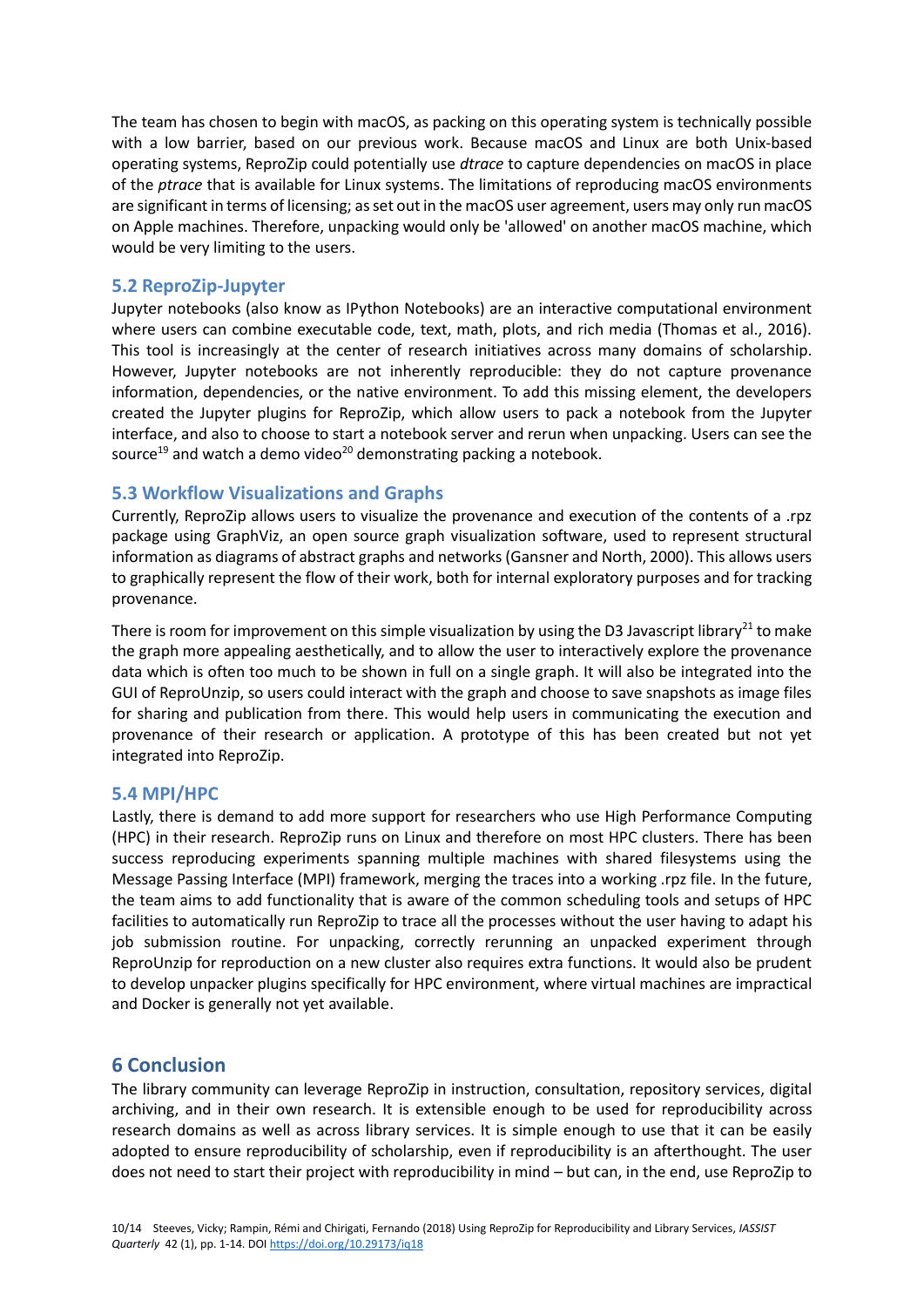The team has chosen to begin with macOS, as packing on this operating system is technically possible with a low barrier, based on our previous work. Because macOS and Linux are both Unix-based operating systems, ReproZip could potentially use *dtrace* to capture dependencies on macOS in place of the *ptrace* that is available for Linux systems. The limitations of reproducing macOS environments are significant in terms of licensing; as set out in the macOS user agreement, users may only run macOS on Apple machines. Therefore, unpacking would only be 'allowed' on another macOS machine, which would be very limiting to the users.

## 5.2 ReproZip-Jupyter

Jupyter notebooks (also know as IPython Notebooks) are an interactive computational environment where users can combine executable code, text, math, plots, and rich media (Thomas et al., 2016). This tool is increasingly at the center of research initiatives across many domains of scholarship. However, Jupyter notebooks are not inherently reproducible: they do not capture provenance information, dependencies, or the native environment. To add this missing element, the developers created the Jupyter plugins for ReproZip, which allow users to pack a notebook from the Jupyter interface, and also to choose to start a notebook server and rerun when unpacking. Users can see the source[19] and watch a demo video[20] demonstrating packing a notebook.

## 5.3 Workflow Visualizations and Graphs

Currently, ReproZip allows users to visualize the provenance and execution of the contents of a .rpz package using GraphViz, an open source graph visualization software, used to represent structural information as diagrams of abstract graphs and networks (Gansner and North, 2000). This allows users to graphically represent the flow of their work, both for internal exploratory purposes and for tracking provenance.

There is room for improvement on this simple visualization by using the D3 Javascript library[21] to make the graph more appealing aesthetically, and to allow the user to interactively explore the provenance data which is often too much to be shown in full on a single graph. It will also be integrated into the GUI of ReproUnzip, so users could interact with the graph and choose to save snapshots as image files for sharing and publication from there. This would help users in communicating the execution and provenance of their research or application. A prototype of this has been created but not yet integrated into ReproZip.

## 5.4 MPI/HPC

Lastly, there is demand to add more support for researchers who use High Performance Computing (HPC) in their research. ReproZip runs on Linux and therefore on most HPC clusters. There has been success reproducing experiments spanning multiple machines with shared filesystems using the Message Passing Interface (MPI) framework, merging the traces into a working .rpz file. In the future, the team aims to add functionality that is aware of the common scheduling tools and setups of HPC facilities to automatically run ReproZip to trace all the processes without the user having to adapt his job submission routine. For unpacking, correctly rerunning an unpacked experiment through ReproUnzip for reproduction on a new cluster also requires extra functions. It would also be prudent to develop unpacker plugins specifically for HPC environment, where virtual machines are impractical and Docker is generally not yet available.

# 6 Conclusion

The library community can leverage ReproZip in instruction, consultation, repository services, digital archiving, and in their own research. It is extensible enough to be used for reproducibility across research domains as well as across library services. It is simple enough to use that it can be easily adopted to ensure reproducibility of scholarship, even if reproducibility is an afterthought. The user does not need to start their project with reproducibility in mind – but can, in the end, use ReproZip to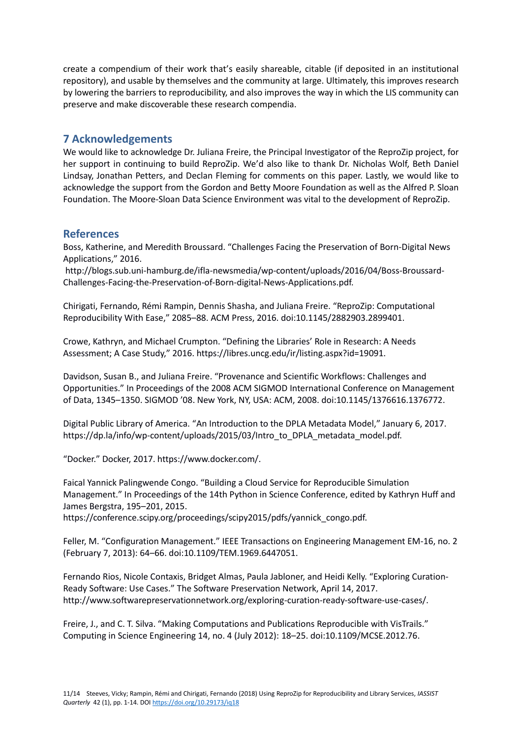create a compendium of their work that's easily shareable, citable (if deposited in an institutional repository), and usable by themselves and the community at large. Ultimately, this improves research by lowering the barriers to reproducibility, and also improves the way in which the LIS community can preserve and make discoverable these research compendia.

## 7 Acknowledgements

We would like to acknowledge Dr. Juliana Freire, the Principal Investigator of the ReproZip project, for her support in continuing to build ReproZip. We'd also like to thank Dr. Nicholas Wolf, Beth Daniel Lindsay, Jonathan Petters, and Declan Fleming for comments on this paper. Lastly, we would like to acknowledge the support from the Gordon and Betty Moore Foundation as well as the Alfred P. Sloan Foundation. The Moore-Sloan Data Science Environment was vital to the development of ReproZip.

## References

Boss, Katherine, and Meredith Broussard. "Challenges Facing the Preservation of Born-Digital News Applications," 2016.
http://blogs.sub.uni-hamburg.de/ifla-newsmedia/wp-content/uploads/2016/04/Boss-Broussard-Challenges-Facing-the-Preservation-of-Born-digital-News-Applications.pdf.

Chirigati, Fernando, Rémi Rampin, Dennis Shasha, and Juliana Freire. "ReproZip: Computational Reproducibility With Ease," 2085–88. ACM Press, 2016. doi:10.1145/2882903.2899401.

Crowe, Kathryn, and Michael Crumpton. "Defining the Libraries' Role in Research: A Needs Assessment; A Case Study," 2016. https://libres.uncg.edu/ir/listing.aspx?id=19091.

Davidson, Susan B., and Juliana Freire. "Provenance and Scientific Workflows: Challenges and Opportunities." In Proceedings of the 2008 ACM SIGMOD International Conference on Management of Data, 1345–1350. SIGMOD '08. New York, NY, USA: ACM, 2008. doi:10.1145/1376616.1376772.

Digital Public Library of America. "An Introduction to the DPLA Metadata Model," January 6, 2017. https://dp.la/info/wp-content/uploads/2015/03/Intro_to_DPLA_metadata_model.pdf.

"Docker." Docker, 2017. https://www.docker.com/.

Faical Yannick Palingwende Congo. "Building a Cloud Service for Reproducible Simulation Management." In Proceedings of the 14th Python in Science Conference, edited by Kathryn Huff and James Bergstra, 195–201, 2015.
https://conference.scipy.org/proceedings/scipy2015/pdfs/yannick_congo.pdf.

Feller, M. "Configuration Management." IEEE Transactions on Engineering Management EM-16, no. 2 (February 7, 2013): 64–66. doi:10.1109/TEM.1969.6447051.

Fernando Rios, Nicole Contaxis, Bridget Almas, Paula Jabloner, and Heidi Kelly. "Exploring Curation-Ready Software: Use Cases." The Software Preservation Network, April 14, 2017.
http://www.softwarepreservationnetwork.org/exploring-curation-ready-software-use-cases/.

Freire, J., and C. T. Silva. "Making Computations and Publications Reproducible with VisTrails." Computing in Science Engineering 14, no. 4 (July 2012): 18–25. doi:10.1109/MCSE.2012.76.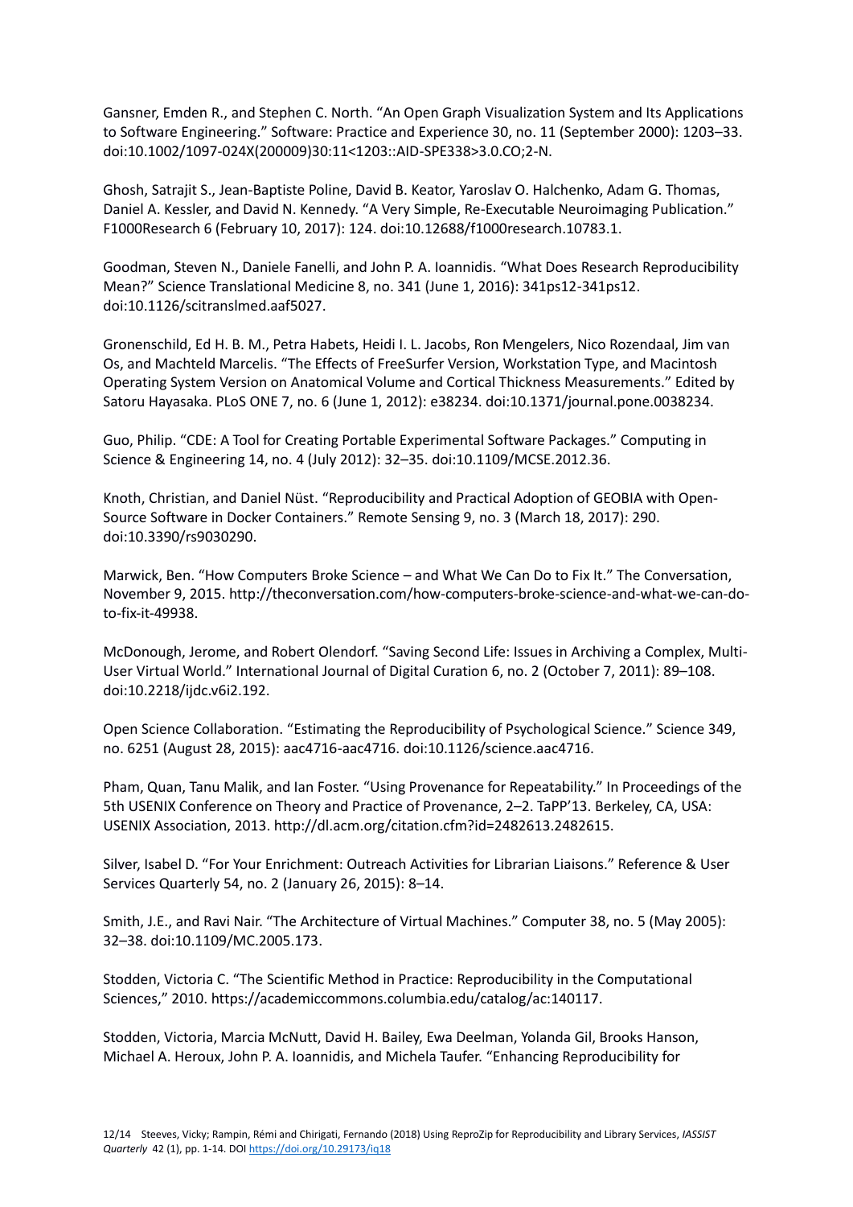Gansner, Emden R., and Stephen C. North. “An Open Graph Visualization System and Its Applications to Software Engineering.” Software: Practice and Experience 30, no. 11 (September 2000): 1203–33. doi:10.1002/1097-024X(200009)30:11<1203::AID-SPE338>3.0.CO;2-N.

Ghosh, Satrajit S., Jean-Baptiste Poline, David B. Keator, Yaroslav O. Halchenko, Adam G. Thomas, Daniel A. Kessler, and David N. Kennedy. “A Very Simple, Re-Executable Neuroimaging Publication.” F1000Research 6 (February 10, 2017): 124. doi:10.12688/f1000research.10783.1.

Goodman, Steven N., Daniele Fanelli, and John P. A. Ioannidis. “What Does Research Reproducibility Mean?” Science Translational Medicine 8, no. 341 (June 1, 2016): 341ps12-341ps12. doi:10.1126/scitranslmed.aaf5027.

Gronenschild, Ed H. B. M., Petra Habets, Heidi I. L. Jacobs, Ron Mengelers, Nico Rozendaal, Jim van Os, and Machteld Marcelis. “The Effects of FreeSurfer Version, Workstation Type, and Macintosh Operating System Version on Anatomical Volume and Cortical Thickness Measurements.” Edited by Satoru Hayasaka. PLoS ONE 7, no. 6 (June 1, 2012): e38234. doi:10.1371/journal.pone.0038234.

Guo, Philip. “CDE: A Tool for Creating Portable Experimental Software Packages.” Computing in Science & Engineering 14, no. 4 (July 2012): 32–35. doi:10.1109/MCSE.2012.36.

Knoth, Christian, and Daniel Nüst. “Reproducibility and Practical Adoption of GEOBIA with Open-Source Software in Docker Containers.” Remote Sensing 9, no. 3 (March 18, 2017): 290. doi:10.3390/rs9030290.

Marwick, Ben. “How Computers Broke Science – and What We Can Do to Fix It.” The Conversation, November 9, 2015. http://theconversation.com/how-computers-broke-science-and-what-we-can-do-to-fix-it-49938.

McDonough, Jerome, and Robert Olendorf. “Saving Second Life: Issues in Archiving a Complex, Multi-User Virtual World.” International Journal of Digital Curation 6, no. 2 (October 7, 2011): 89–108. doi:10.2218/ijdc.v6i2.192.

Open Science Collaboration. “Estimating the Reproducibility of Psychological Science.” Science 349, no. 6251 (August 28, 2015): aac4716-aac4716. doi:10.1126/science.aac4716.

Pham, Quan, Tanu Malik, and Ian Foster. “Using Provenance for Repeatability.” In Proceedings of the 5th USENIX Conference on Theory and Practice of Provenance, 2–2. TaPP’13. Berkeley, CA, USA: USENIX Association, 2013. http://dl.acm.org/citation.cfm?id=2482613.2482615.

Silver, Isabel D. “For Your Enrichment: Outreach Activities for Librarian Liaisons.” Reference & User Services Quarterly 54, no. 2 (January 26, 2015): 8–14.

Smith, J.E., and Ravi Nair. “The Architecture of Virtual Machines.” Computer 38, no. 5 (May 2005): 32–38. doi:10.1109/MC.2005.173.

Stodden, Victoria C. “The Scientific Method in Practice: Reproducibility in the Computational Sciences,” 2010. https://academiccommons.columbia.edu/catalog/ac:140117.

Stodden, Victoria, Marcia McNutt, David H. Bailey, Ewa Deelman, Yolanda Gil, Brooks Hanson, Michael A. Heroux, John P. A. Ioannidis, and Michela Taufer. “Enhancing Reproducibility for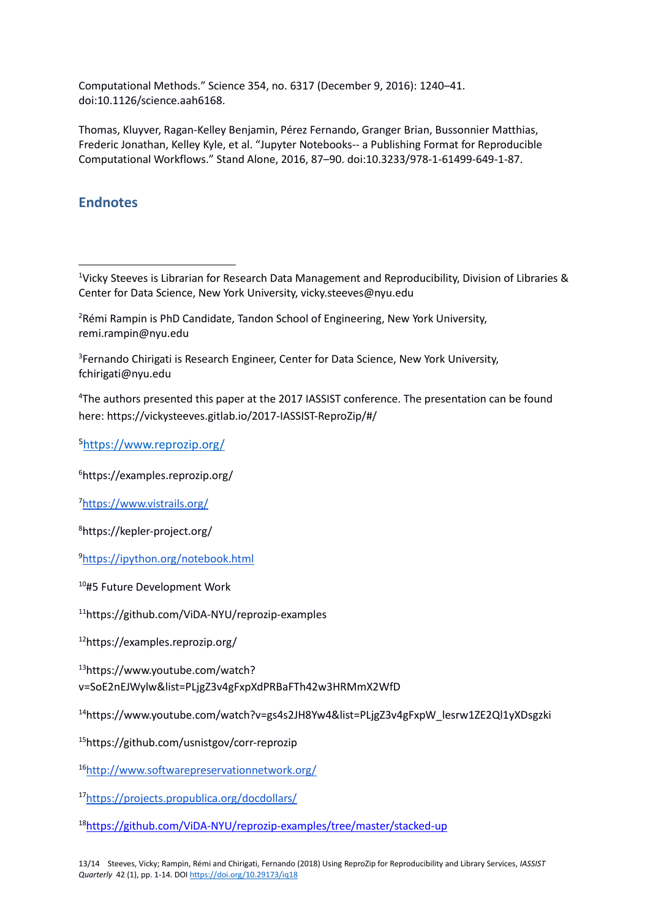Computational Methods." Science 354, no. 6317 (December 9, 2016): 1240–41. doi:10.1126/science.aah6168.

Thomas, Kluyver, Ragan-Kelley Benjamin, Pérez Fernando, Granger Brian, Bussonnier Matthias, Frederic Jonathan, Kelley Kyle, et al. "Jupyter Notebooks-- a Publishing Format for Reproducible Computational Workflows." Stand Alone, 2016, 87–90. doi:10.3233/978-1-61499-649-1-87.

## Endnotes

---

[1]Vicky Steeves is Librarian for Research Data Management and Reproducibility, Division of Libraries & Center for Data Science, New York University, vicky.steeves@nyu.edu

[2]Rémi Rampin is PhD Candidate, Tandon School of Engineering, New York University, remi.rampin@nyu.edu

[3]Fernando Chirigati is Research Engineer, Center for Data Science, New York University, fchirigati@nyu.edu

[4]The authors presented this paper at the 2017 IASSIST conference. The presentation can be found here: https://vickysteeves.gitlab.io/2017-IASSIST-ReproZip/#/

[5]https://www.reprozip.org/

[6]https://examples.reprozip.org/

[7]https://www.vistrails.org/

[8]https://kepler-project.org/

[9]https://ipython.org/notebook.html

[10]#5 Future Development Work

[11]https://github.com/ViDA-NYU/reprozip-examples

[12]https://examples.reprozip.org/

[13]https://www.youtube.com/watch?v=SoE2nEJWylw&list=PLjgZ3v4gFxpXdPRBaFTh42w3HRMmX2WfD

[14]https://www.youtube.com/watch?v=gs4s2JH8Yw4&list=PLjgZ3v4gFxpW_lesrw1ZE2Ql1yXDsgzki

[15]https://github.com/usnistgov/corr-reprozip

[16]http://www.softwarepreservationnetwork.org/

[17]https://projects.propublica.org/docdollars/

[18]https://github.com/ViDA-NYU/reprozip-examples/tree/master/stacked-up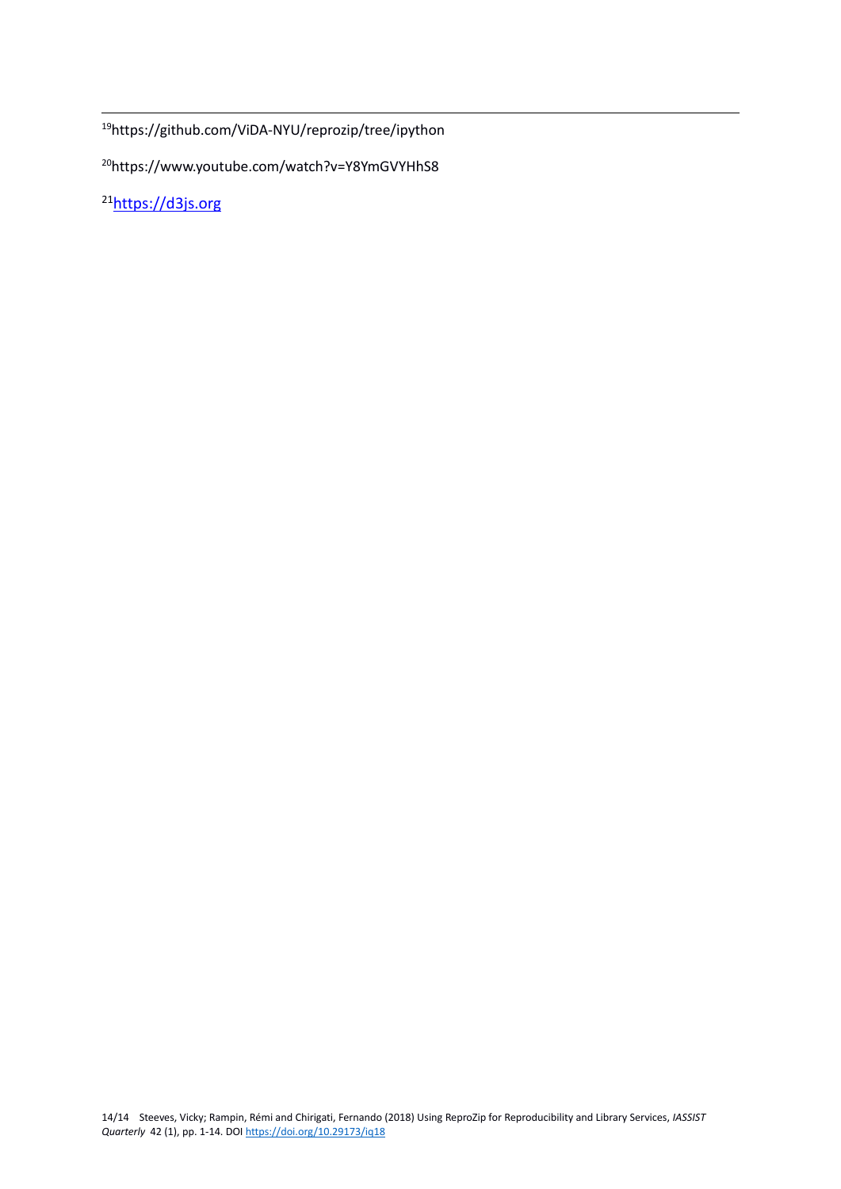---

[19]https://github.com/ViDA-NYU/reprozip/tree/ipython

[20]https://www.youtube.com/watch?v=Y8YmGVYHhS8

[21]https://d3js.org